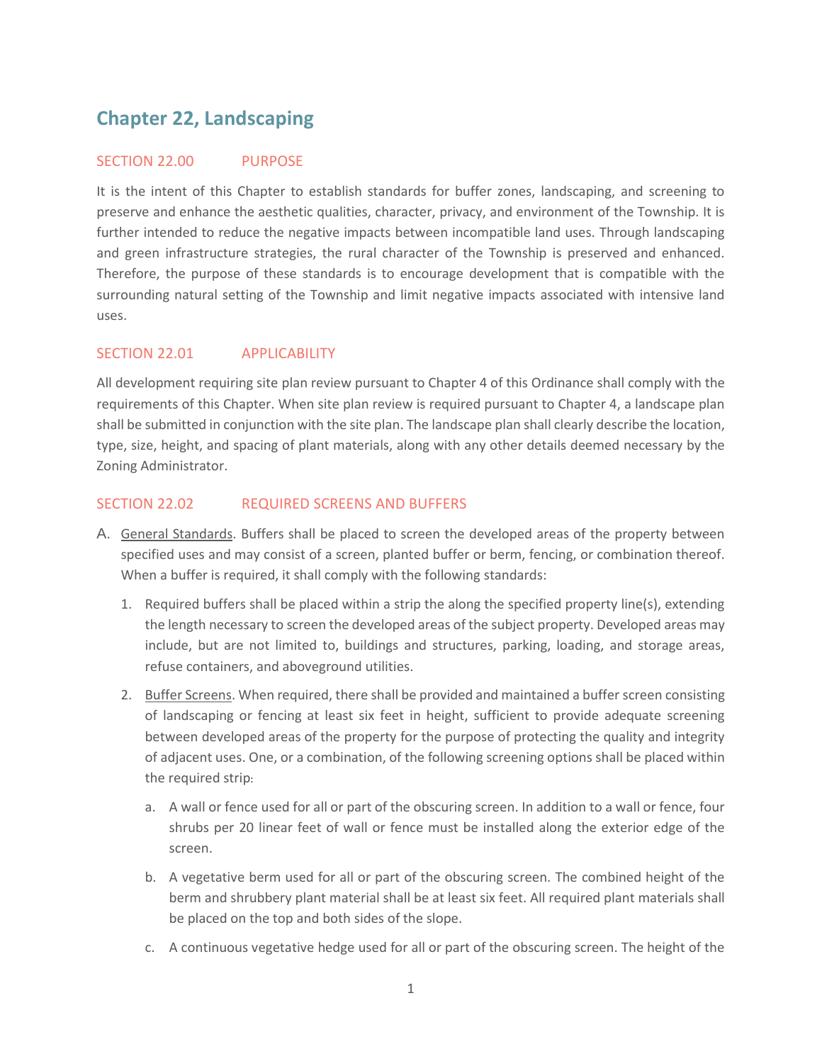# Chapter 22, Landscaping

## SECTION 22.00 PURPOSE

It is the intent of this Chapter to establish standards for buffer zones, landscaping, and screening to preserve and enhance the aesthetic qualities, character, privacy, and environment of the Township. It is further intended to reduce the negative impacts between incompatible land uses. Through landscaping and green infrastructure strategies, the rural character of the Township is preserved and enhanced. Therefore, the purpose of these standards is to encourage development that is compatible with the surrounding natural setting of the Township and limit negative impacts associated with intensive land uses.

## SECTION 22.01 APPLICABILITY

All development requiring site plan review pursuant to Chapter 4 of this Ordinance shall comply with the requirements of this Chapter. When site plan review is required pursuant to Chapter 4, a landscape plan shall be submitted in conjunction with the site plan. The landscape plan shall clearly describe the location, type, size, height, and spacing of plant materials, along with any other details deemed necessary by the Zoning Administrator.

## SECTION 22.02 REQUIRED SCREENS AND BUFFERS

A. General Standards. Buffers shall be placed to screen the developed areas of the property between specified uses and may consist of a screen, planted buffer or berm, fencing, or combination thereof. When a buffer is required, it shall comply with the following standards:

1. Required buffers shall be placed within a strip the along the specified property line(s), extending the length necessary to screen the developed areas of the subject property. Developed areas may include, but are not limited to, buildings and structures, parking, loading, and storage areas, refuse containers, and aboveground utilities.

2. Buffer Screens. When required, there shall be provided and maintained a buffer screen consisting of landscaping or fencing at least six feet in height, sufficient to provide adequate screening between developed areas of the property for the purpose of protecting the quality and integrity of adjacent uses. One, or a combination, of the following screening options shall be placed within the required strip:

   a. A wall or fence used for all or part of the obscuring screen. In addition to a wall or fence, four shrubs per 20 linear feet of wall or fence must be installed along the exterior edge of the screen.

   b. A vegetative berm used for all or part of the obscuring screen. The combined height of the berm and shrubbery plant material shall be at least six feet. All required plant materials shall be placed on the top and both sides of the slope.

   c. A continuous vegetative hedge used for all or part of the obscuring screen. The height of the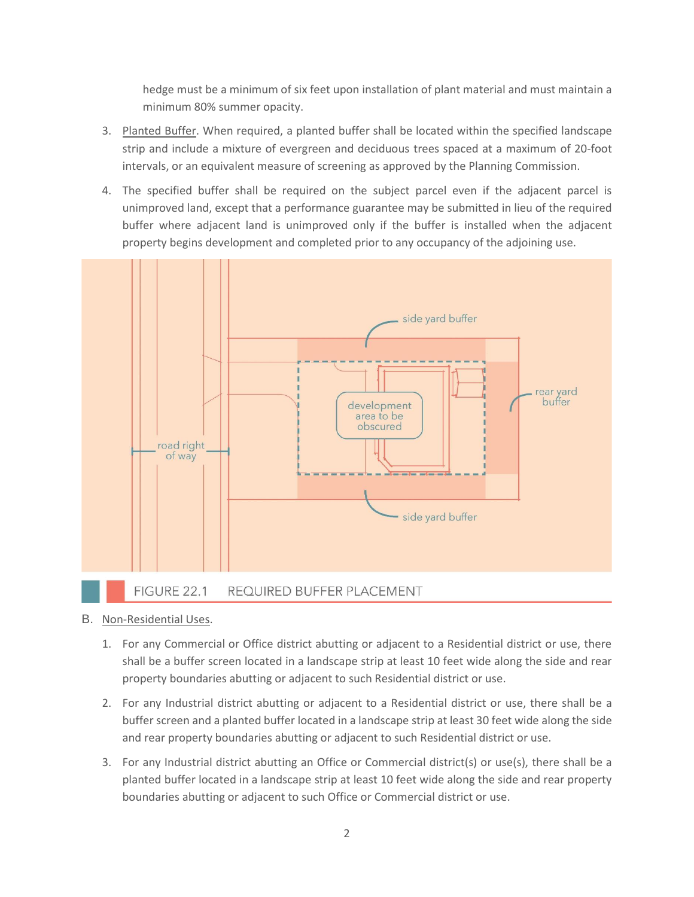hedge must be a minimum of six feet upon installation of plant material and must maintain a minimum 80% summer opacity.

3. Planted Buffer. When required, a planted buffer shall be located within the specified landscape strip and include a mixture of evergreen and deciduous trees spaced at a maximum of 20-foot intervals, or an equivalent measure of screening as approved by the Planning Commission.

4. The specified buffer shall be required on the subject parcel even if the adjacent parcel is unimproved land, except that a performance guarantee may be submitted in lieu of the required buffer where adjacent land is unimproved only if the buffer is installed when the adjacent property begins development and completed prior to any occupancy of the adjoining use.

FIGURE 22.1 REQUIRED BUFFER PLACEMENT

B. Non-Residential Uses.

1. For any Commercial or Office district abutting or adjacent to a Residential district or use, there shall be a buffer screen located in a landscape strip at least 10 feet wide along the side and rear property boundaries abutting or adjacent to such Residential district or use.

2. For any Industrial district abutting or adjacent to a Residential district or use, there shall be a buffer screen and a planted buffer located in a landscape strip at least 30 feet wide along the side and rear property boundaries abutting or adjacent to such Residential district or use.

3. For any Industrial district abutting an Office or Commercial district(s) or use(s), there shall be a planted buffer located in a landscape strip at least 10 feet wide along the side and rear property boundaries abutting or adjacent to such Office or Commercial district or use.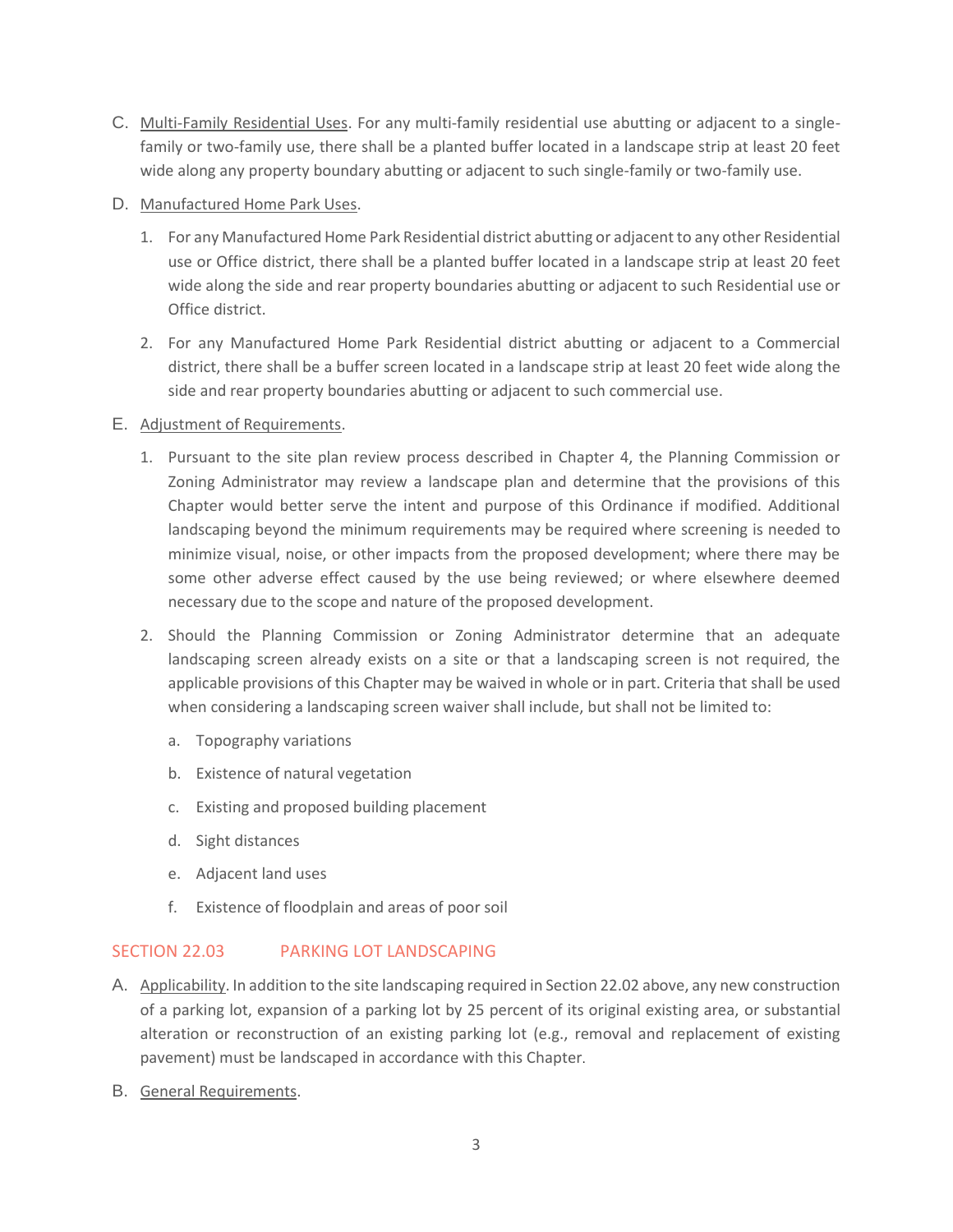C. Multi-Family Residential Uses. For any multi-family residential use abutting or adjacent to a single-family or two-family use, there shall be a planted buffer located in a landscape strip at least 20 feet wide along any property boundary abutting or adjacent to such single-family or two-family use.

D. Manufactured Home Park Uses.

1. For any Manufactured Home Park Residential district abutting or adjacent to any other Residential use or Office district, there shall be a planted buffer located in a landscape strip at least 20 feet wide along the side and rear property boundaries abutting or adjacent to such Residential use or Office district.

2. For any Manufactured Home Park Residential district abutting or adjacent to a Commercial district, there shall be a buffer screen located in a landscape strip at least 20 feet wide along the side and rear property boundaries abutting or adjacent to such commercial use.

E. Adjustment of Requirements.

1. Pursuant to the site plan review process described in Chapter 4, the Planning Commission or Zoning Administrator may review a landscape plan and determine that the provisions of this Chapter would better serve the intent and purpose of this Ordinance if modified. Additional landscaping beyond the minimum requirements may be required where screening is needed to minimize visual, noise, or other impacts from the proposed development; where there may be some other adverse effect caused by the use being reviewed; or where elsewhere deemed necessary due to the scope and nature of the proposed development.

2. Should the Planning Commission or Zoning Administrator determine that an adequate landscaping screen already exists on a site or that a landscaping screen is not required, the applicable provisions of this Chapter may be waived in whole or in part. Criteria that shall be used when considering a landscaping screen waiver shall include, but shall not be limited to:

   a. Topography variations

   b. Existence of natural vegetation

   c. Existing and proposed building placement

   d. Sight distances

   e. Adjacent land uses

   f. Existence of floodplain and areas of poor soil

## SECTION 22.03 PARKING LOT LANDSCAPING

A. Applicability. In addition to the site landscaping required in Section 22.02 above, any new construction of a parking lot, expansion of a parking lot by 25 percent of its original existing area, or substantial alteration or reconstruction of an existing parking lot (e.g., removal and replacement of existing pavement) must be landscaped in accordance with this Chapter.

B. General Requirements.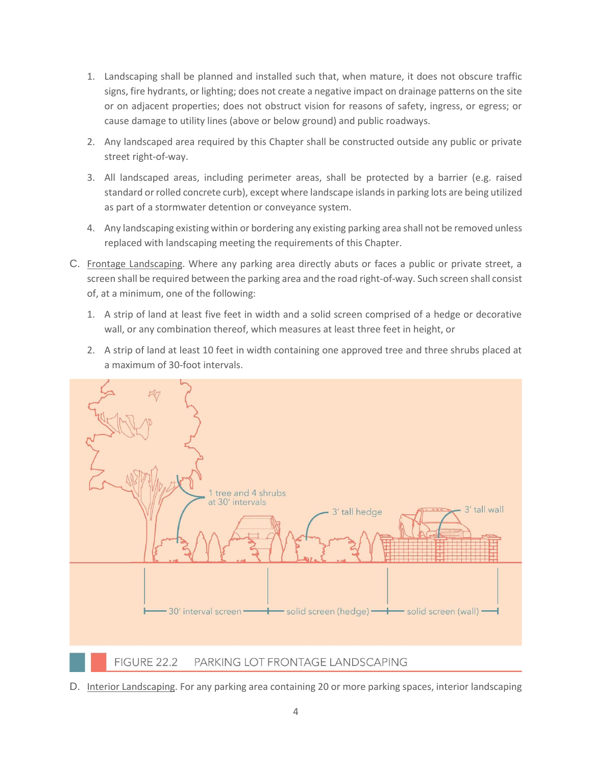1. Landscaping shall be planned and installed such that, when mature, it does not obscure traffic signs, fire hydrants, or lighting; does not create a negative impact on drainage patterns on the site or on adjacent properties; does not obstruct vision for reasons of safety, ingress, or egress; or cause damage to utility lines (above or below ground) and public roadways.

2. Any landscaped area required by this Chapter shall be constructed outside any public or private street right-of-way.

3. All landscaped areas, including perimeter areas, shall be protected by a barrier (e.g. raised standard or rolled concrete curb), except where landscape islands in parking lots are being utilized as part of a stormwater detention or conveyance system.

4. Any landscaping existing within or bordering any existing parking area shall not be removed unless replaced with landscaping meeting the requirements of this Chapter.

C. Frontage Landscaping. Where any parking area directly abuts or faces a public or private street, a screen shall be required between the parking area and the road right-of-way. Such screen shall consist of, at a minimum, one of the following:

   1. A strip of land at least five feet in width and a solid screen comprised of a hedge or decorative wall, or any combination thereof, which measures at least three feet in height, or

   2. A strip of land at least 10 feet in width containing one approved tree and three shrubs placed at a maximum of 30-foot intervals.

FIGURE 22.2 PARKING LOT FRONTAGE LANDSCAPING

D. Interior Landscaping. For any parking area containing 20 or more parking spaces, interior landscaping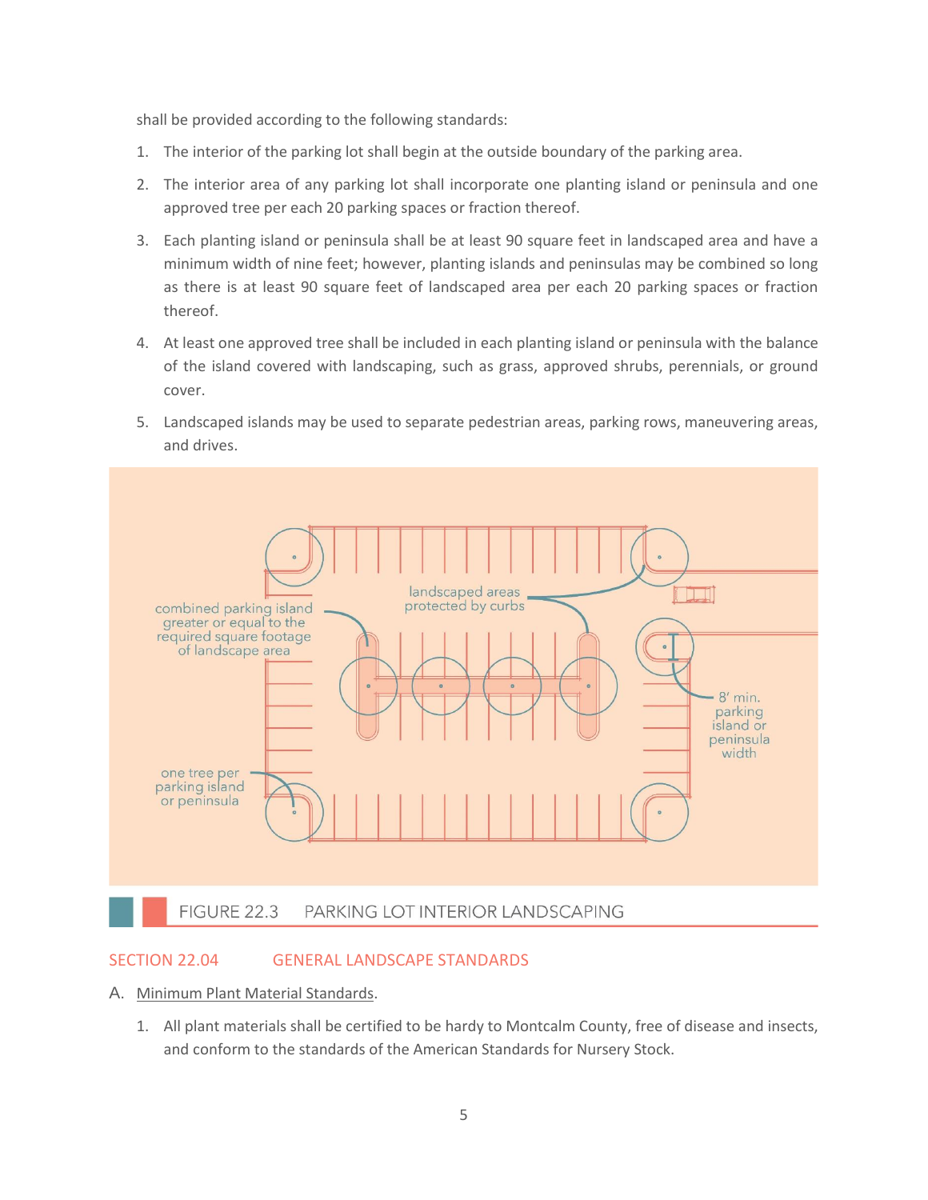shall be provided according to the following standards:

1. The interior of the parking lot shall begin at the outside boundary of the parking area.
2. The interior area of any parking lot shall incorporate one planting island or peninsula and one approved tree per each 20 parking spaces or fraction thereof.
3. Each planting island or peninsula shall be at least 90 square feet in landscaped area and have a minimum width of nine feet; however, planting islands and peninsulas may be combined so long as there is at least 90 square feet of landscaped area per each 20 parking spaces or fraction thereof.
4. At least one approved tree shall be included in each planting island or peninsula with the balance of the island covered with landscaping, such as grass, approved shrubs, perennials, or ground cover.
5. Landscaped islands may be used to separate pedestrian areas, parking rows, maneuvering areas, and drives.

FIGURE 22.3 PARKING LOT INTERIOR LANDSCAPING

## SECTION 22.04 GENERAL LANDSCAPE STANDARDS

A. Minimum Plant Material Standards.

1. All plant materials shall be certified to be hardy to Montcalm County, free of disease and insects, and conform to the standards of the American Standards for Nursery Stock.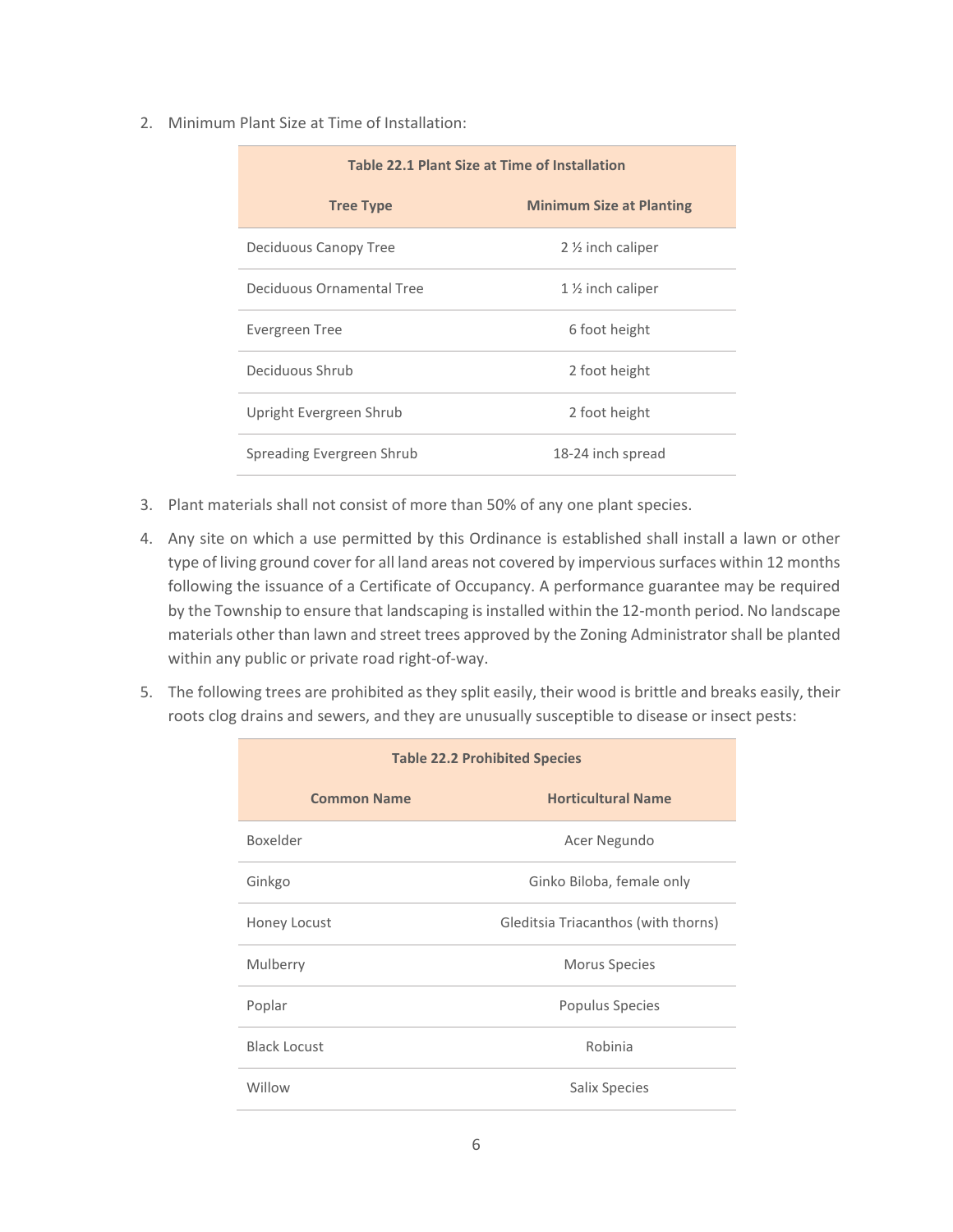2. Minimum Plant Size at Time of Installation:

| **Table 22.1 Plant Size at Time of Installation** | |
|---|---|
| **Tree Type** | **Minimum Size at Planting** |
| Deciduous Canopy Tree | 2 ½ inch caliper |
| Deciduous Ornamental Tree | 1 ½ inch caliper |
| Evergreen Tree | 6 foot height |
| Deciduous Shrub | 2 foot height |
| Upright Evergreen Shrub | 2 foot height |
| Spreading Evergreen Shrub | 18-24 inch spread |

3. Plant materials shall not consist of more than 50% of any one plant species.

4. Any site on which a use permitted by this Ordinance is established shall install a lawn or other type of living ground cover for all land areas not covered by impervious surfaces within 12 months following the issuance of a Certificate of Occupancy. A performance guarantee may be required by the Township to ensure that landscaping is installed within the 12-month period. No landscape materials other than lawn and street trees approved by the Zoning Administrator shall be planted within any public or private road right-of-way.

5. The following trees are prohibited as they split easily, their wood is brittle and breaks easily, their roots clog drains and sewers, and they are unusually susceptible to disease or insect pests:

| **Table 22.2 Prohibited Species** | |
|---|---|
| **Common Name** | **Horticultural Name** |
| Boxelder | Acer Negundo |
| Ginkgo | Ginko Biloba, female only |
| Honey Locust | Gleditsia Triacanthos (with thorns) |
| Mulberry | Morus Species |
| Poplar | Populus Species |
| Black Locust | Robinia |
| Willow | Salix Species |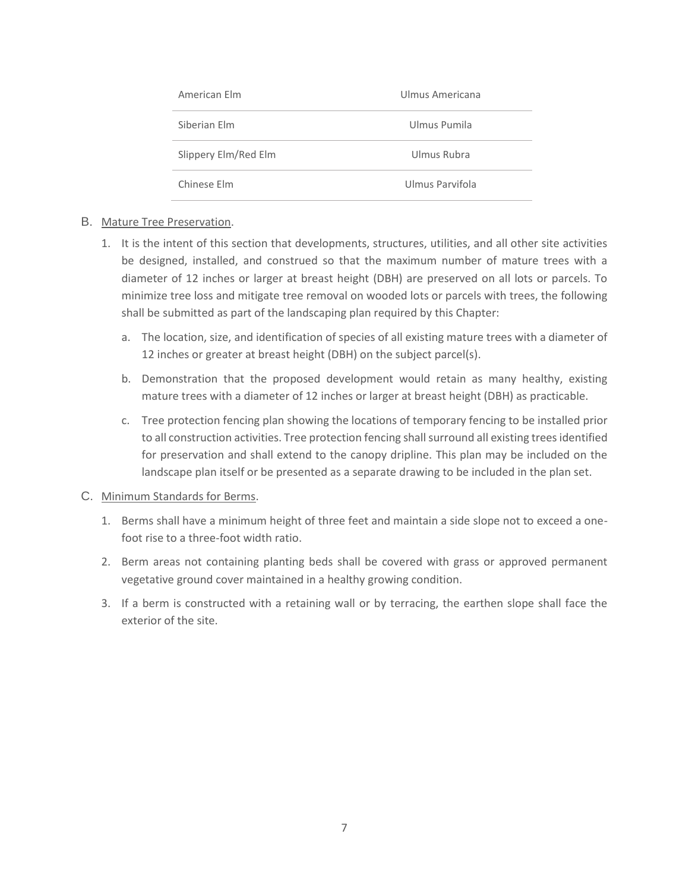| American Elm | Ulmus Americana |
|---|---|
| Siberian Elm | Ulmus Pumila |
| Slippery Elm/Red Elm | Ulmus Rubra |
| Chinese Elm | Ulmus Parvifola |

B. Mature Tree Preservation.

1. It is the intent of this section that developments, structures, utilities, and all other site activities be designed, installed, and construed so that the maximum number of mature trees with a diameter of 12 inches or larger at breast height (DBH) are preserved on all lots or parcels. To minimize tree loss and mitigate tree removal on wooded lots or parcels with trees, the following shall be submitted as part of the landscaping plan required by this Chapter:

   a. The location, size, and identification of species of all existing mature trees with a diameter of 12 inches or greater at breast height (DBH) on the subject parcel(s).

   b. Demonstration that the proposed development would retain as many healthy, existing mature trees with a diameter of 12 inches or larger at breast height (DBH) as practicable.

   c. Tree protection fencing plan showing the locations of temporary fencing to be installed prior to all construction activities. Tree protection fencing shall surround all existing trees identified for preservation and shall extend to the canopy dripline. This plan may be included on the landscape plan itself or be presented as a separate drawing to be included in the plan set.

C. Minimum Standards for Berms.

1. Berms shall have a minimum height of three feet and maintain a side slope not to exceed a one-foot rise to a three-foot width ratio.

2. Berm areas not containing planting beds shall be covered with grass or approved permanent vegetative ground cover maintained in a healthy growing condition.

3. If a berm is constructed with a retaining wall or by terracing, the earthen slope shall face the exterior of the site.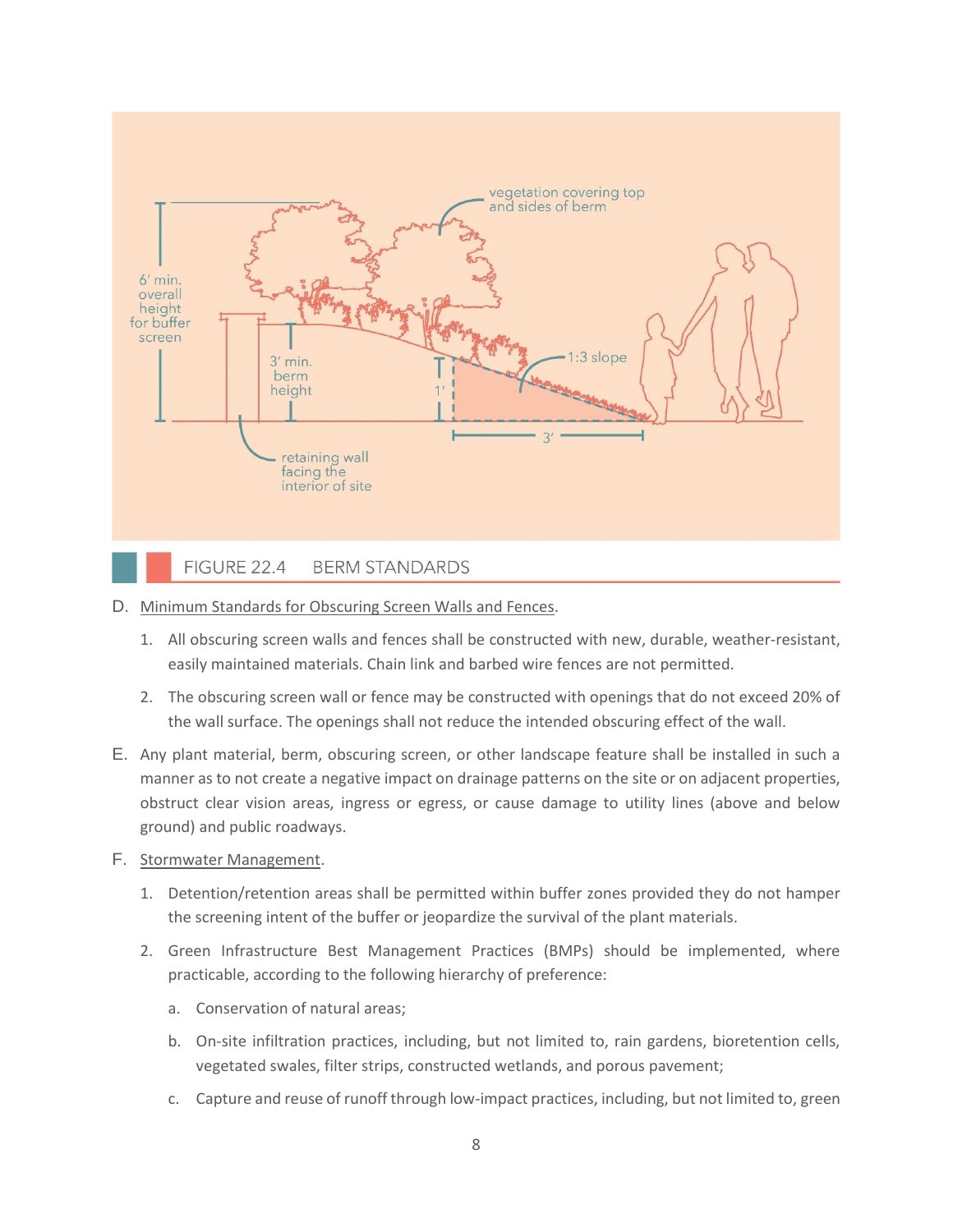FIGURE 22.4 BERM STANDARDS

D. Minimum Standards for Obscuring Screen Walls and Fences.

1. All obscuring screen walls and fences shall be constructed with new, durable, weather-resistant, easily maintained materials. Chain link and barbed wire fences are not permitted.

2. The obscuring screen wall or fence may be constructed with openings that do not exceed 20% of the wall surface. The openings shall not reduce the intended obscuring effect of the wall.

E. Any plant material, berm, obscuring screen, or other landscape feature shall be installed in such a manner as to not create a negative impact on drainage patterns on the site or on adjacent properties, obstruct clear vision areas, ingress or egress, or cause damage to utility lines (above and below ground) and public roadways.

F. Stormwater Management.

1. Detention/retention areas shall be permitted within buffer zones provided they do not hamper the screening intent of the buffer or jeopardize the survival of the plant materials.

2. Green Infrastructure Best Management Practices (BMPs) should be implemented, where practicable, according to the following hierarchy of preference:

   a. Conservation of natural areas;

   b. On-site infiltration practices, including, but not limited to, rain gardens, bioretention cells, vegetated swales, filter strips, constructed wetlands, and porous pavement;

   c. Capture and reuse of runoff through low-impact practices, including, but not limited to, green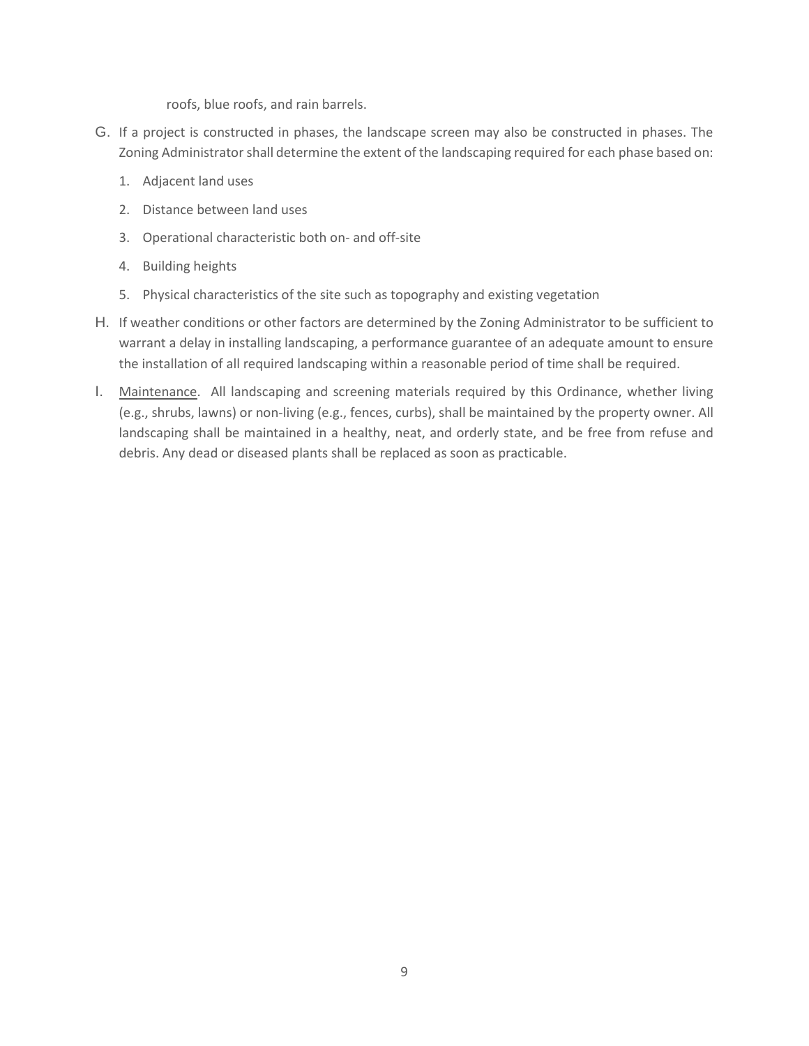roofs, blue roofs, and rain barrels.

G. If a project is constructed in phases, the landscape screen may also be constructed in phases. The Zoning Administrator shall determine the extent of the landscaping required for each phase based on:

1. Adjacent land uses
2. Distance between land uses
3. Operational characteristic both on- and off-site
4. Building heights
5. Physical characteristics of the site such as topography and existing vegetation

H. If weather conditions or other factors are determined by the Zoning Administrator to be sufficient to warrant a delay in installing landscaping, a performance guarantee of an adequate amount to ensure the installation of all required landscaping within a reasonable period of time shall be required.

I. Maintenance. All landscaping and screening materials required by this Ordinance, whether living (e.g., shrubs, lawns) or non-living (e.g., fences, curbs), shall be maintained by the property owner. All landscaping shall be maintained in a healthy, neat, and orderly state, and be free from refuse and debris. Any dead or diseased plants shall be replaced as soon as practicable.